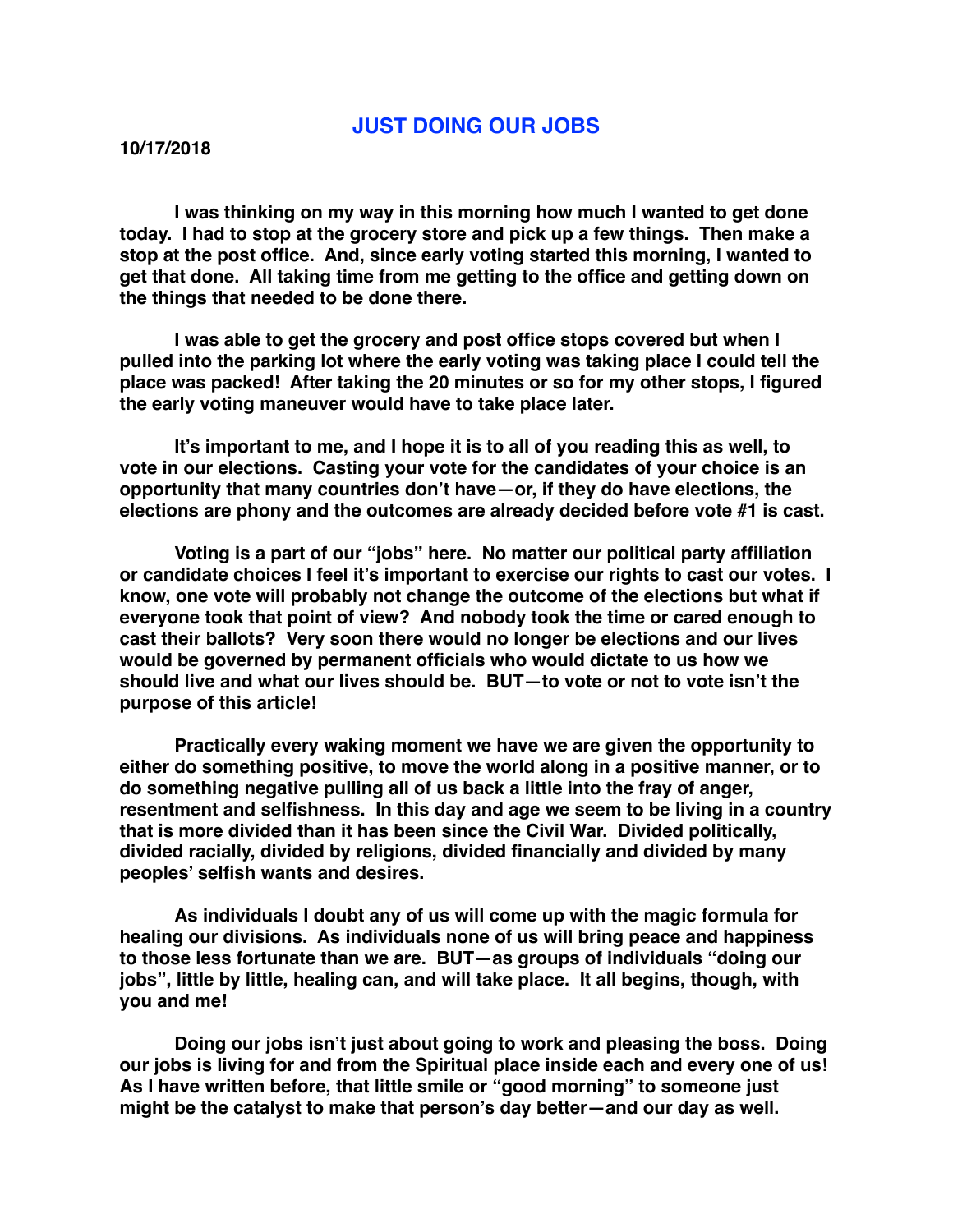# JUST DOING OUR JOBS

**10/17/2018**

**I was thinking on my way in this morning how much I wanted to get done today. I had to stop at the grocery store and pick up a few things. Then make a stop at the post office. And, since early voting started this morning, I wanted to get that done. All taking time from me getting to the office and getting down on the things that needed to be done there.**

**I was able to get the grocery and post office stops covered but when I pulled into the parking lot where the early voting was taking place I could tell the place was packed! After taking the 20 minutes or so for my other stops, I figured the early voting maneuver would have to take place later.**

**It's important to me, and I hope it is to all of you reading this as well, to vote in our elections. Casting your vote for the candidates of your choice is an opportunity that many countries don't have—or, if they do have elections, the elections are phony and the outcomes are already decided before vote #1 is cast.**

**Voting is a part of our "jobs" here. No matter our political party affiliation or candidate choices I feel it's important to exercise our rights to cast our votes. I know, one vote will probably not change the outcome of the elections but what if everyone took that point of view? And nobody took the time or cared enough to cast their ballots? Very soon there would no longer be elections and our lives would be governed by permanent officials who would dictate to us how we should live and what our lives should be. BUT—to vote or not to vote isn't the purpose of this article!**

**Practically every waking moment we have we are given the opportunity to either do something positive, to move the world along in a positive manner, or to do something negative pulling all of us back a little into the fray of anger, resentment and selfishness. In this day and age we seem to be living in a country that is more divided than it has been since the Civil War. Divided politically, divided racially, divided by religions, divided financially and divided by many peoples' selfish wants and desires.**

**As individuals I doubt any of us will come up with the magic formula for healing our divisions. As individuals none of us will bring peace and happiness to those less fortunate than we are. BUT—as groups of individuals "doing our jobs", little by little, healing can, and will take place. It all begins, though, with you and me!**

**Doing our jobs isn't just about going to work and pleasing the boss. Doing our jobs is living for and from the Spiritual place inside each and every one of us! As I have written before, that little smile or "good morning" to someone just might be the catalyst to make that person's day better—and our day as well.**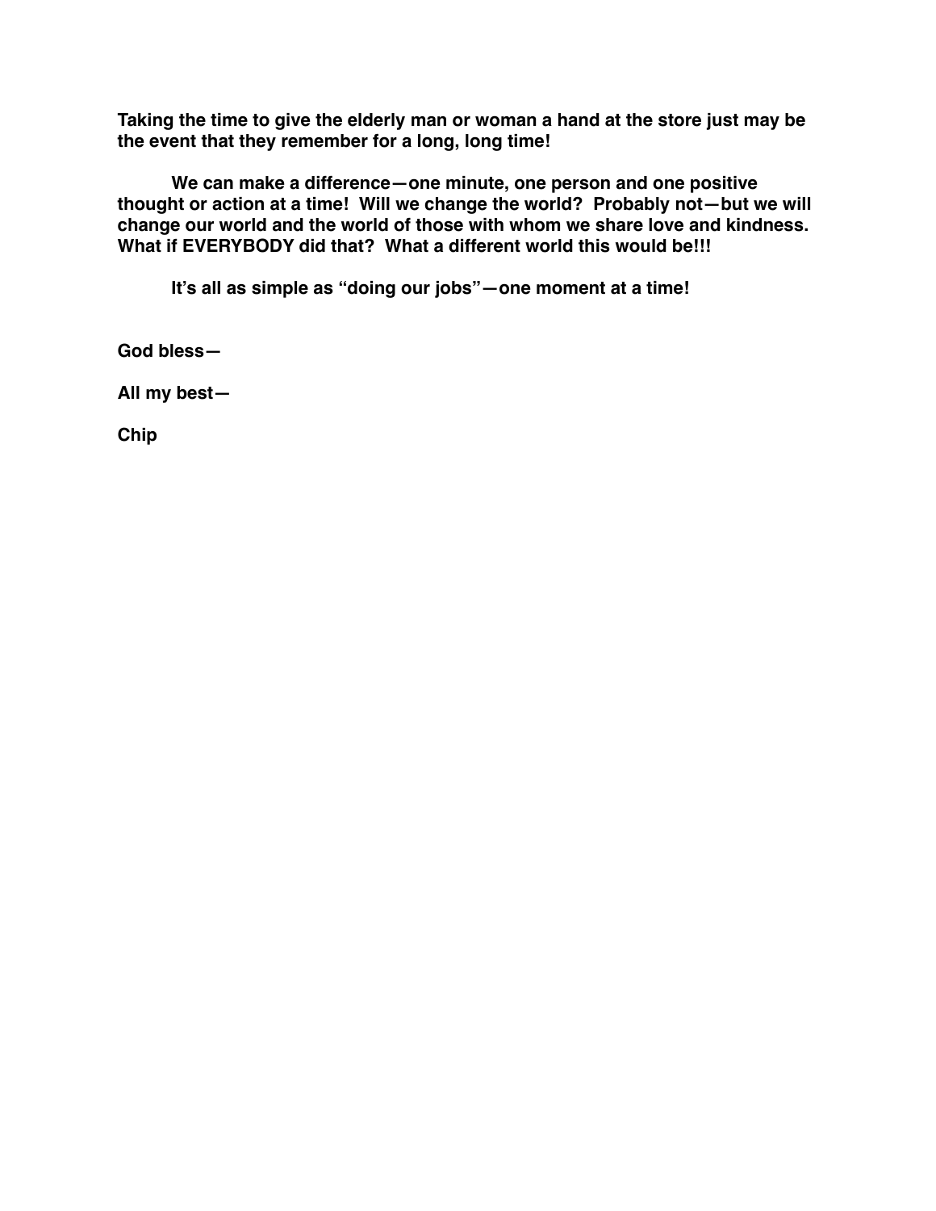**Taking the time to give the elderly man or woman a hand at the store just may be the event that they remember for a long, long time!**

**We can make a difference—one minute, one person and one positive thought or action at a time! Will we change the world? Probably not—but we will change our world and the world of those with whom we share love and kindness. What if EVERYBODY did that? What a different world this would be!!!**

**It's all as simple as "doing our jobs"—one moment at a time!**

**God bless—**

**All my best—**

**Chip**